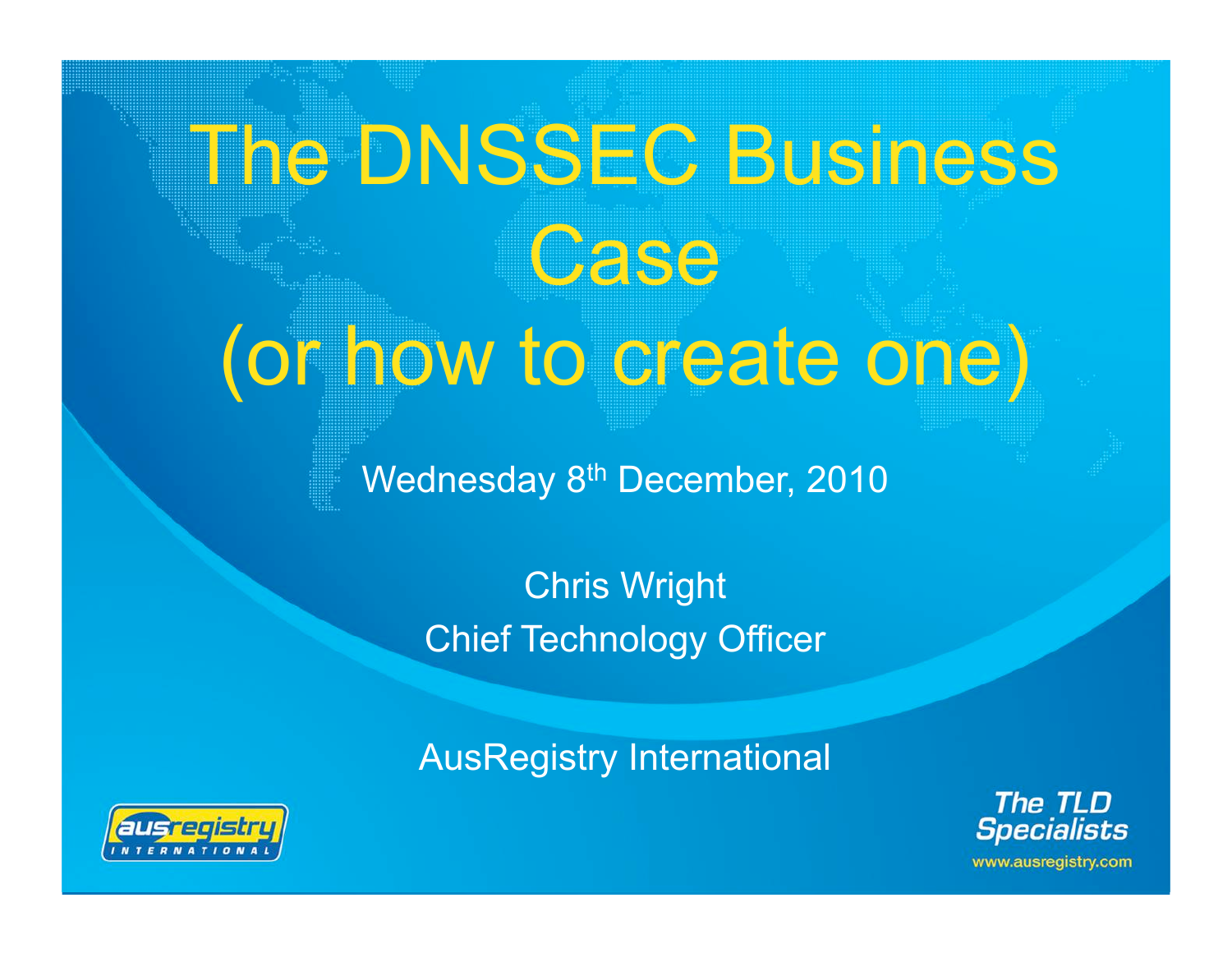# The DNSSEC Business Case (or how to create one)

Wednesday 8th December, 2010

Chris Wright
Chief Technology Officer

AusRegistry International

The TLD Specialists

www.ausregistry.com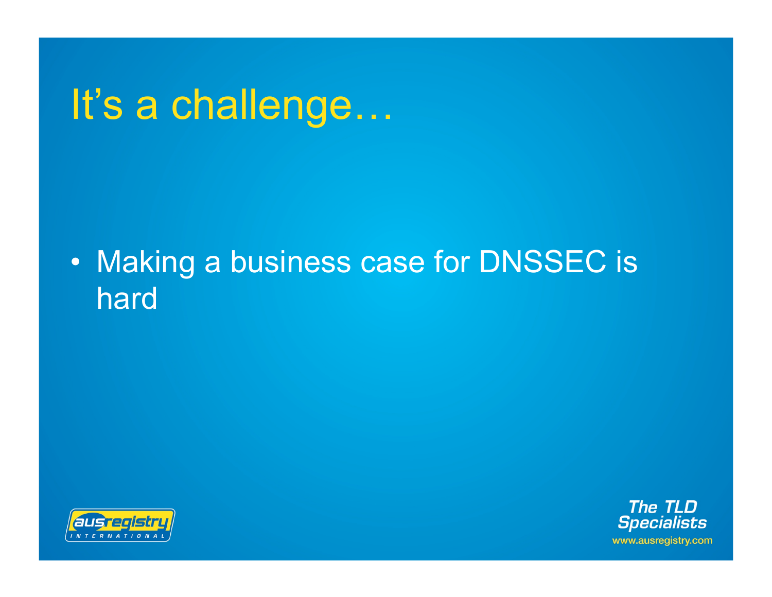# It's a challenge…

- Making a business case for DNSSEC is hard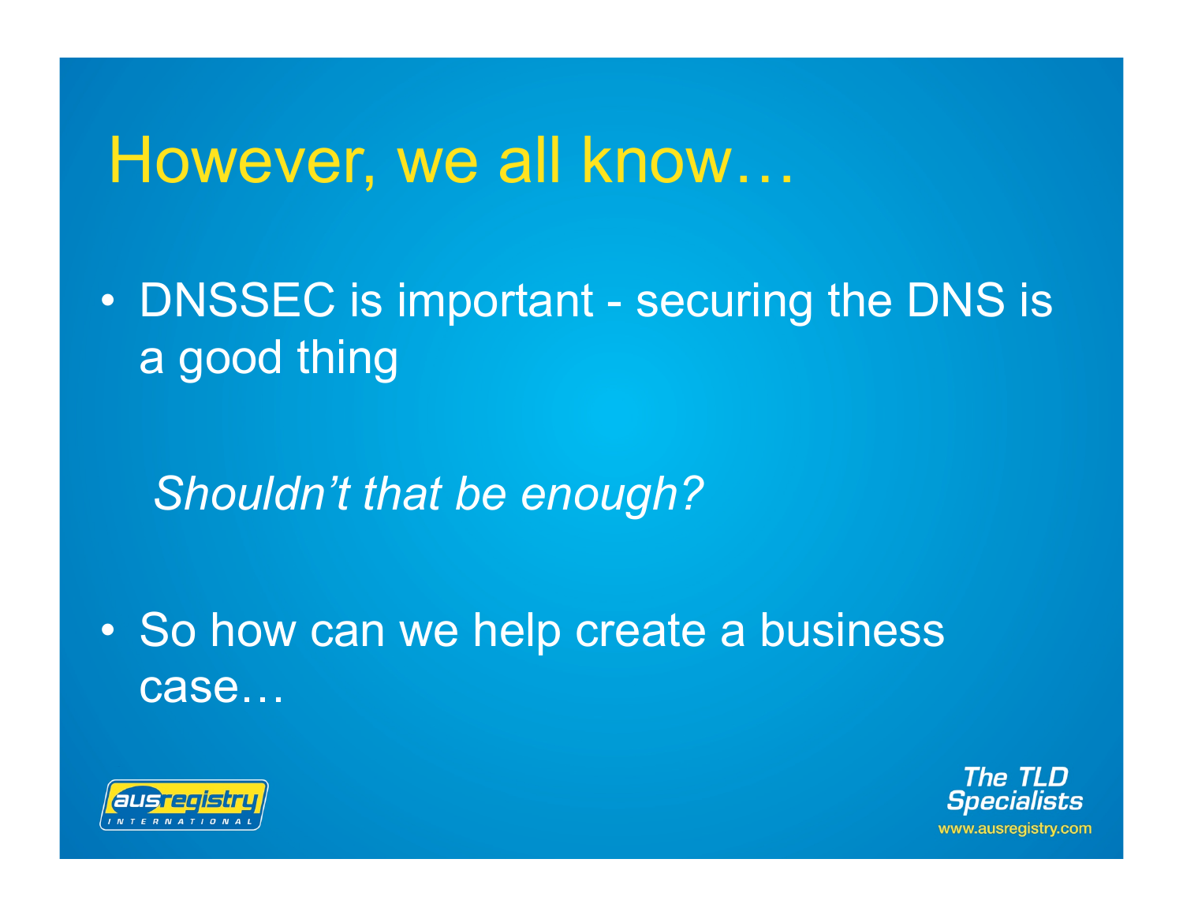# However, we all know…

- DNSSEC is important - securing the DNS is a good thing

*Shouldn't that be enough?*

- So how can we help create a business case…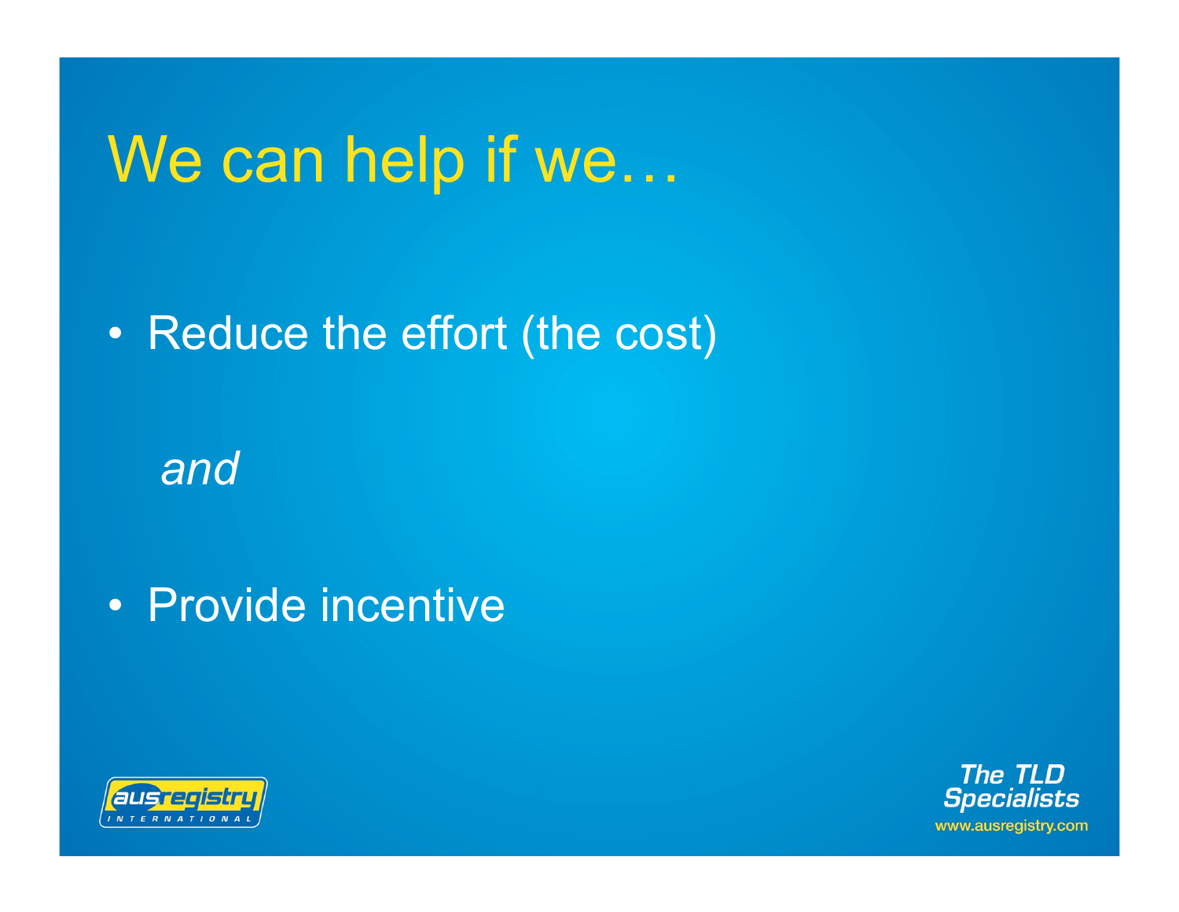# We can help if we…

- Reduce the effort (the cost)

*and*

- Provide incentive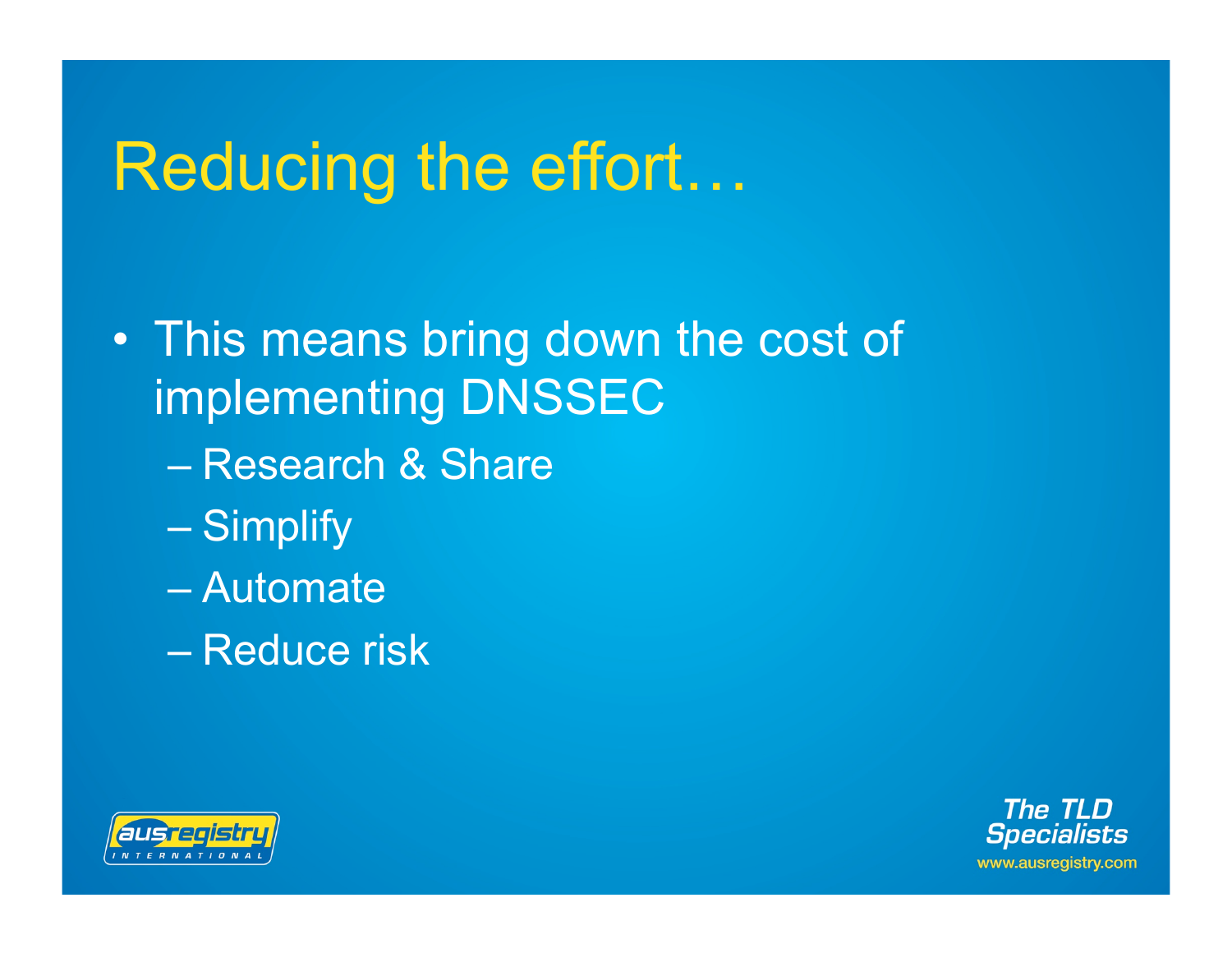# Reducing the effort…

- This means bring down the cost of implementing DNSSEC
  - Research & Share
  - Simplify
  - Automate
  - Reduce risk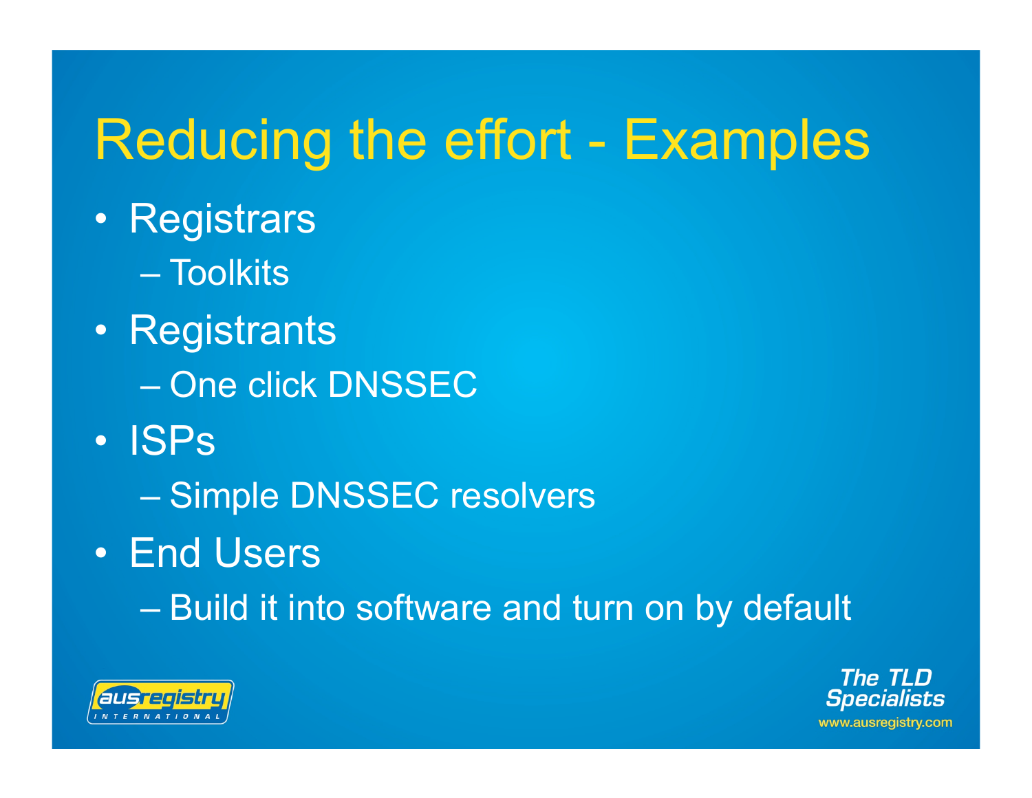# Reducing the effort - Examples

- Registrars
  - Toolkits
- Registrants
  - One click DNSSEC
- ISPs
  - Simple DNSSEC resolvers
- End Users
  - Build it into software and turn on by default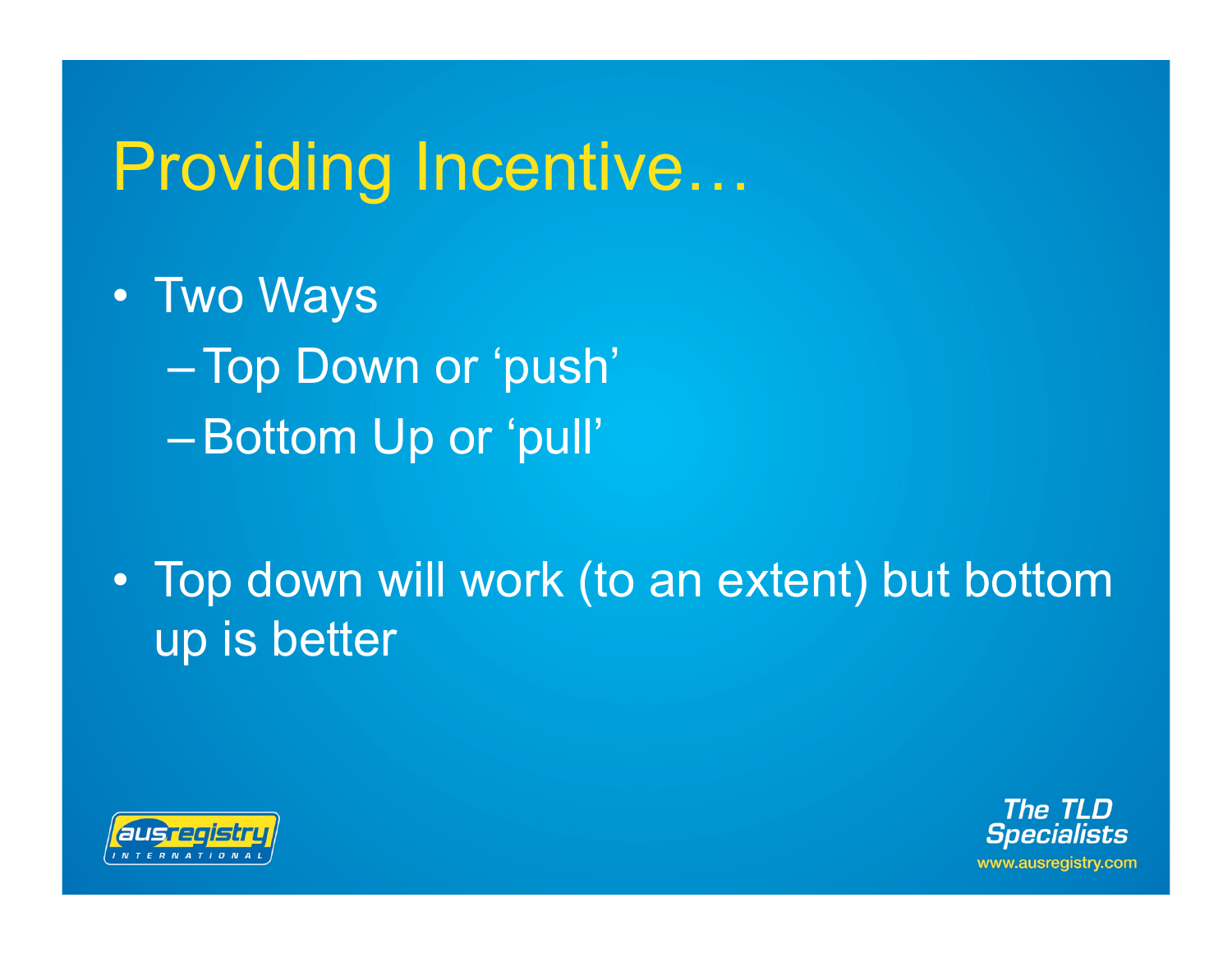# Providing Incentive…

- Two Ways
  - Top Down or 'push'
  - Bottom Up or 'pull'

- Top down will work (to an extent) but bottom up is better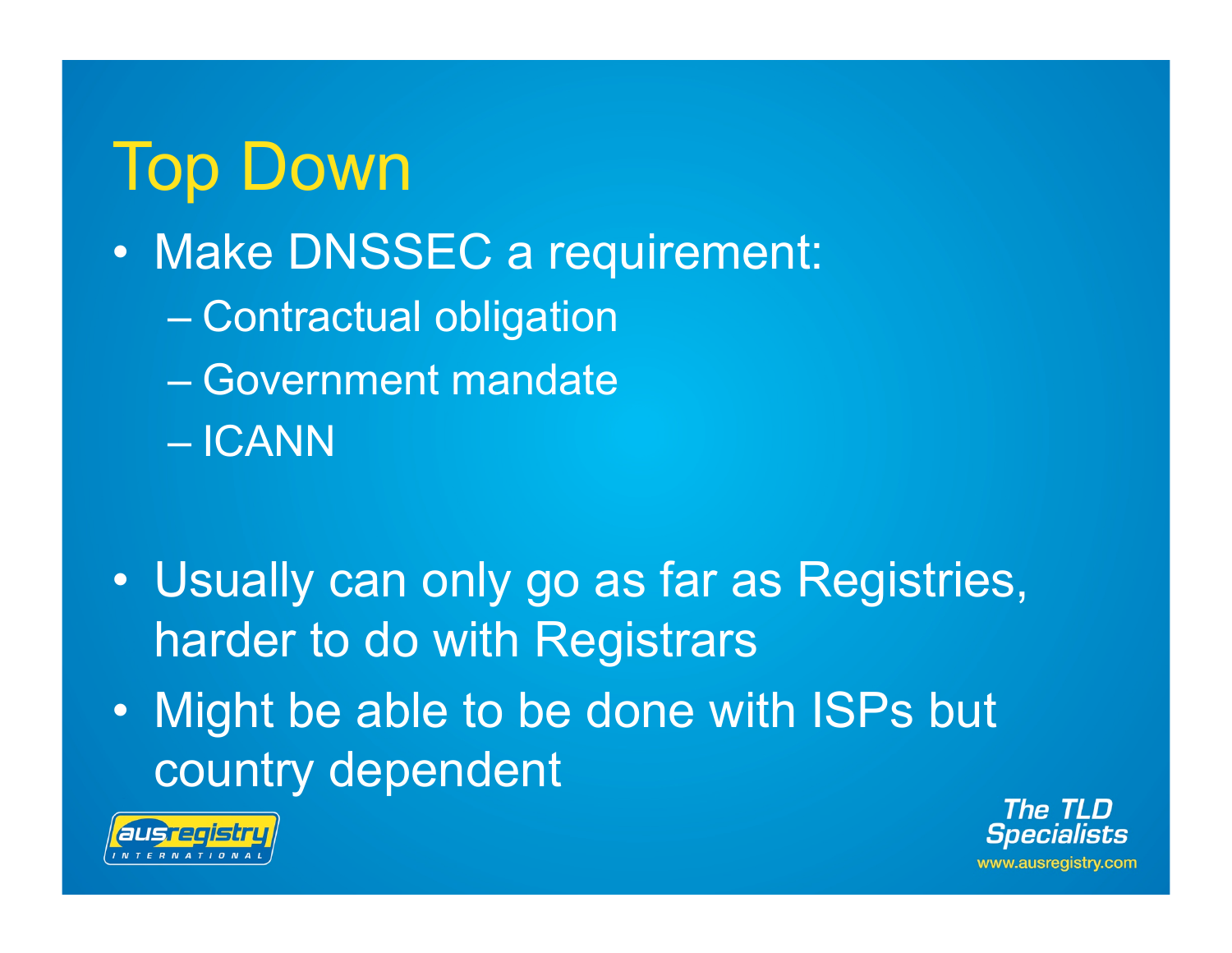# Top Down

- Make DNSSEC a requirement:
  - Contractual obligation
  - Government mandate
  - ICANN
- Usually can only go as far as Registries, harder to do with Registrars
- Might be able to be done with ISPs but country dependent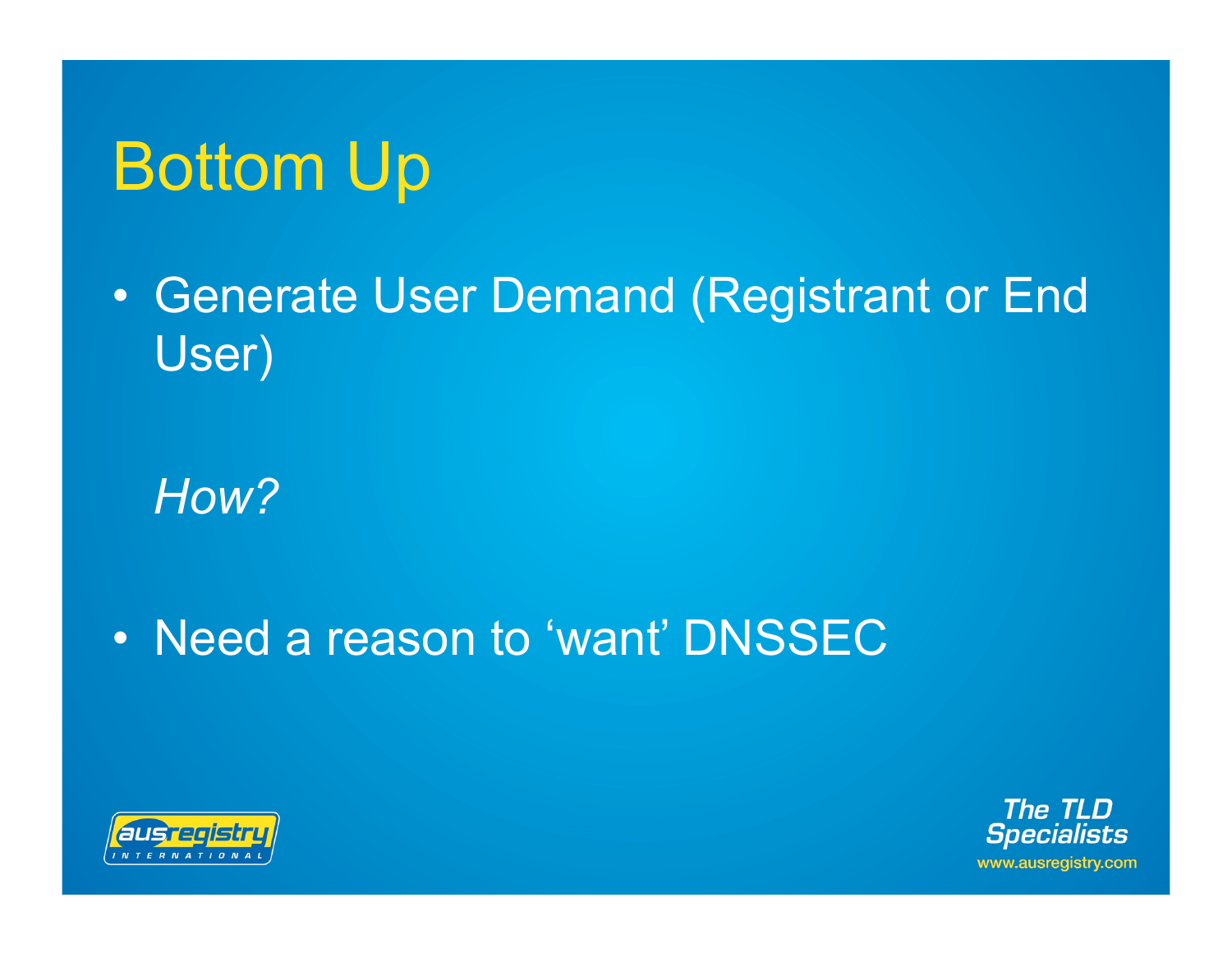# Bottom Up

- Generate User Demand (Registrant or End User)

  *How?*

- Need a reason to 'want' DNSSEC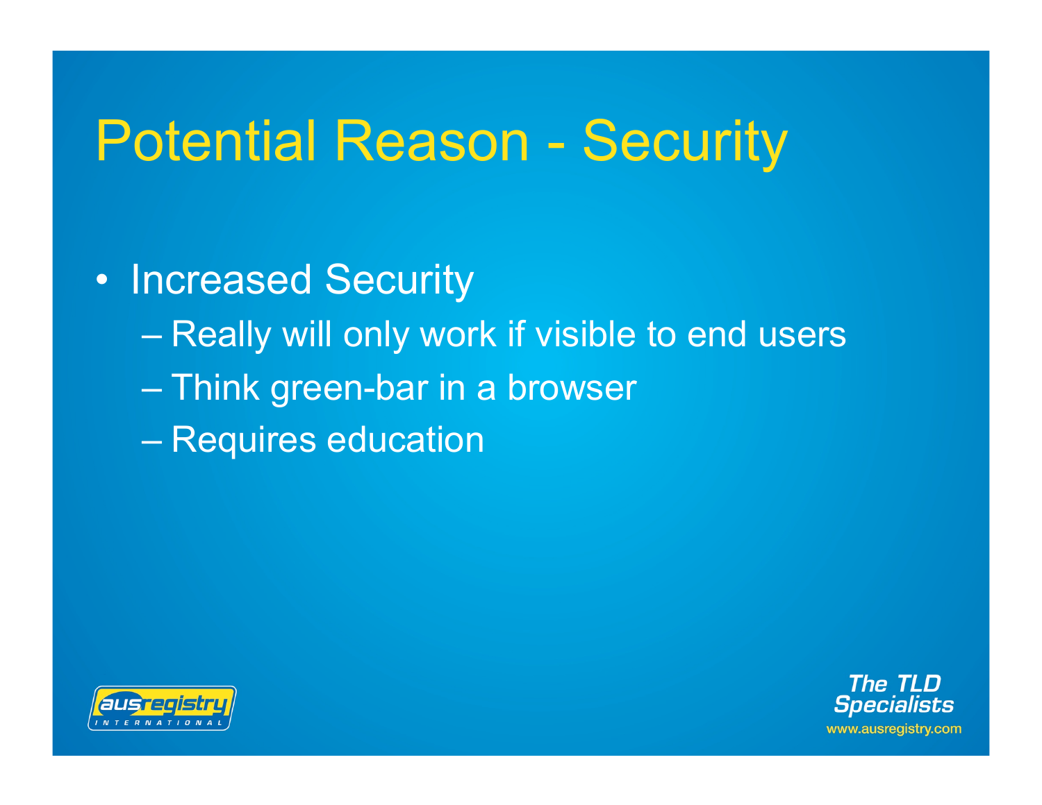# Potential Reason - Security

- Increased Security
  - Really will only work if visible to end users
  - Think green-bar in a browser
  - Requires education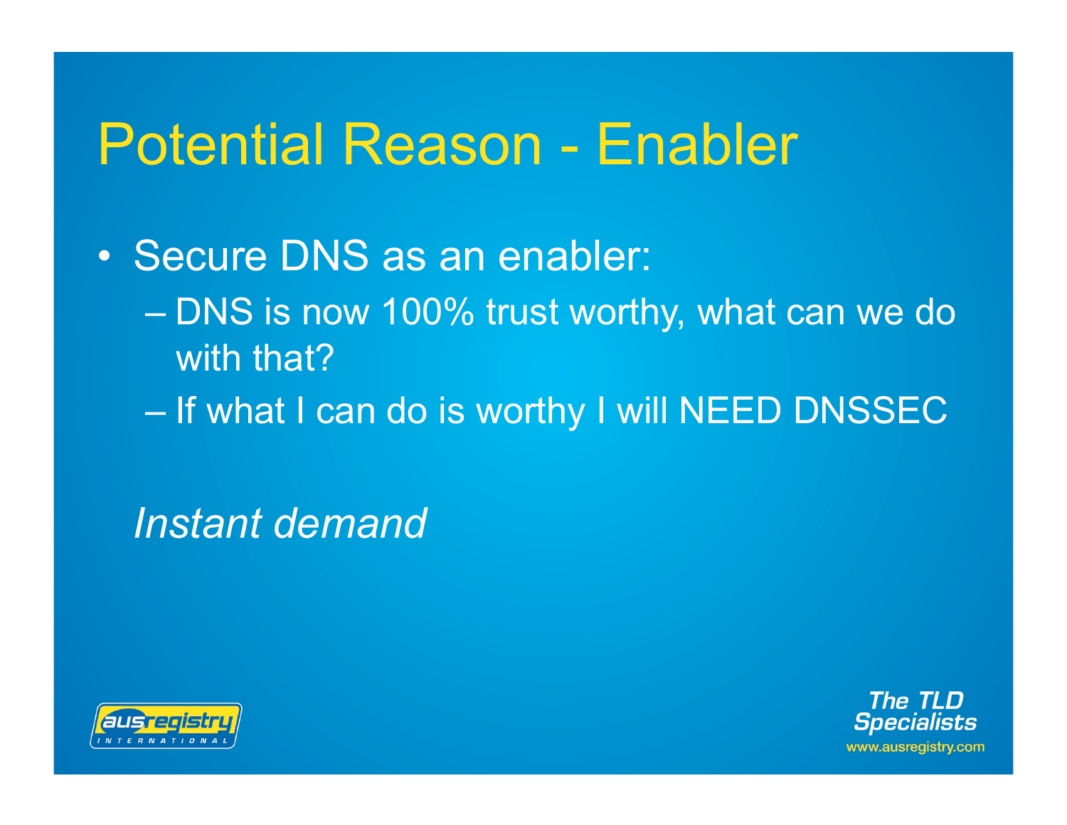# Potential Reason - Enabler

- Secure DNS as an enabler:
  - DNS is now 100% trust worthy, what can we do with that?
  - If what I can do is worthy I will NEED DNSSEC

*Instant demand*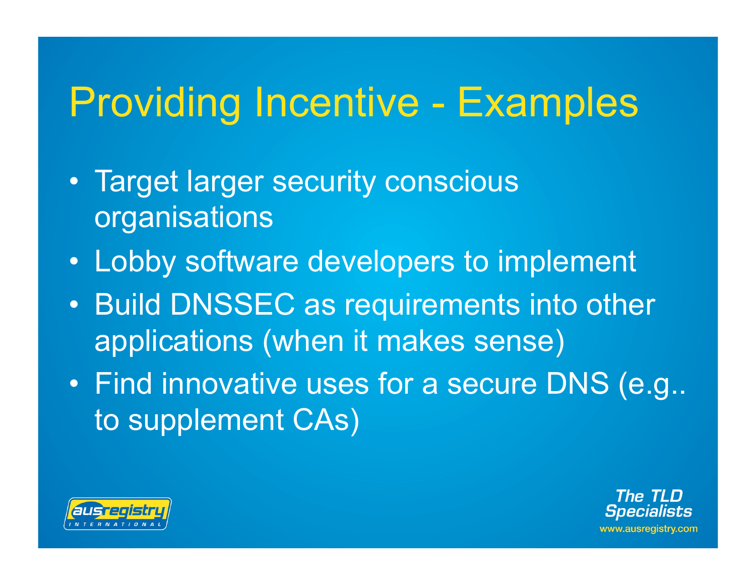# Providing Incentive - Examples

- Target larger security conscious organisations
- Lobby software developers to implement
- Build DNSSEC as requirements into other applications (when it makes sense)
- Find innovative uses for a secure DNS (e.g.. to supplement CAs)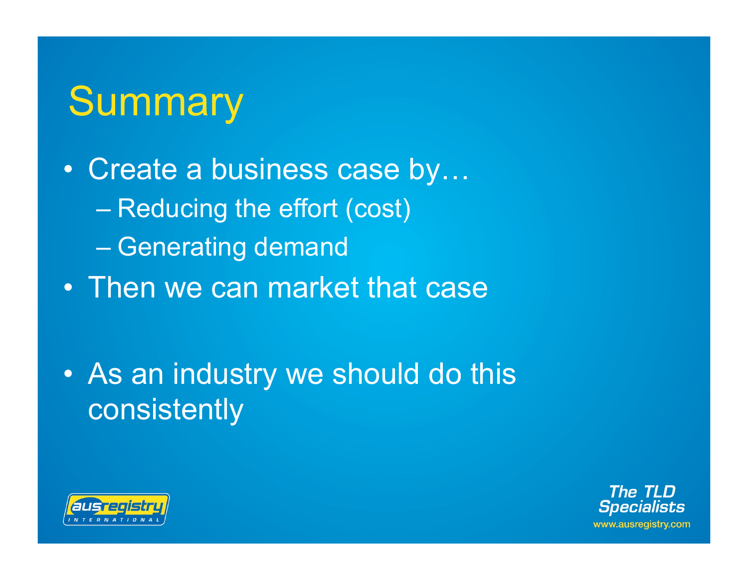# Summary

- Create a business case by…
  - Reducing the effort (cost)
  - Generating demand
- Then we can market that case

- As an industry we should do this consistently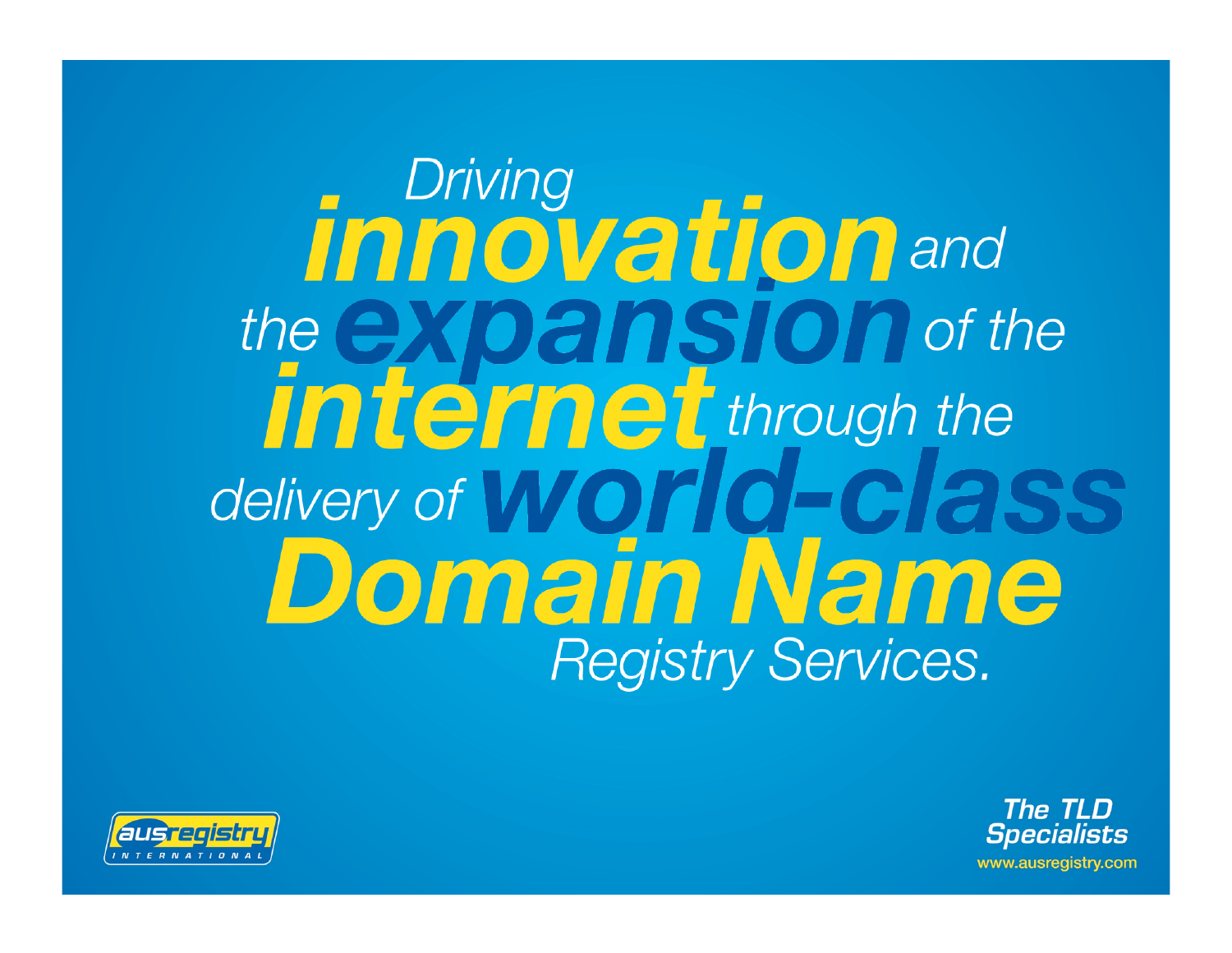*Driving* ***innovation*** *and the* ***expansion*** *of the* ***internet*** *through the delivery of* ***world-class Domain Name*** *Registry Services.*

ausregistry INTERNATIONAL

**The TLD Specialists**

www.ausregistry.com